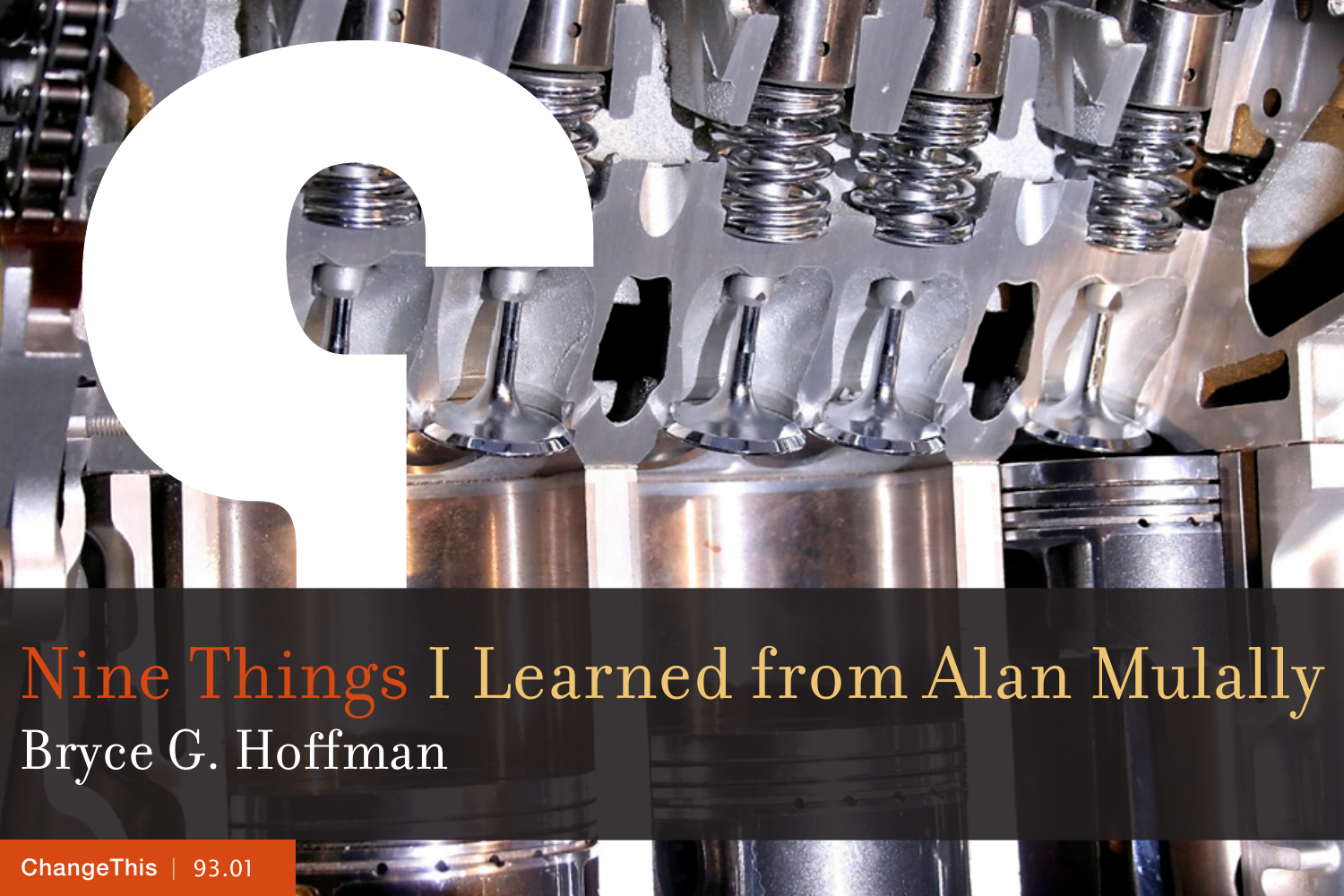# Nine Things I Learned from Alan Mulally

Bryce G. Hoffman

ChangeThis | 93.01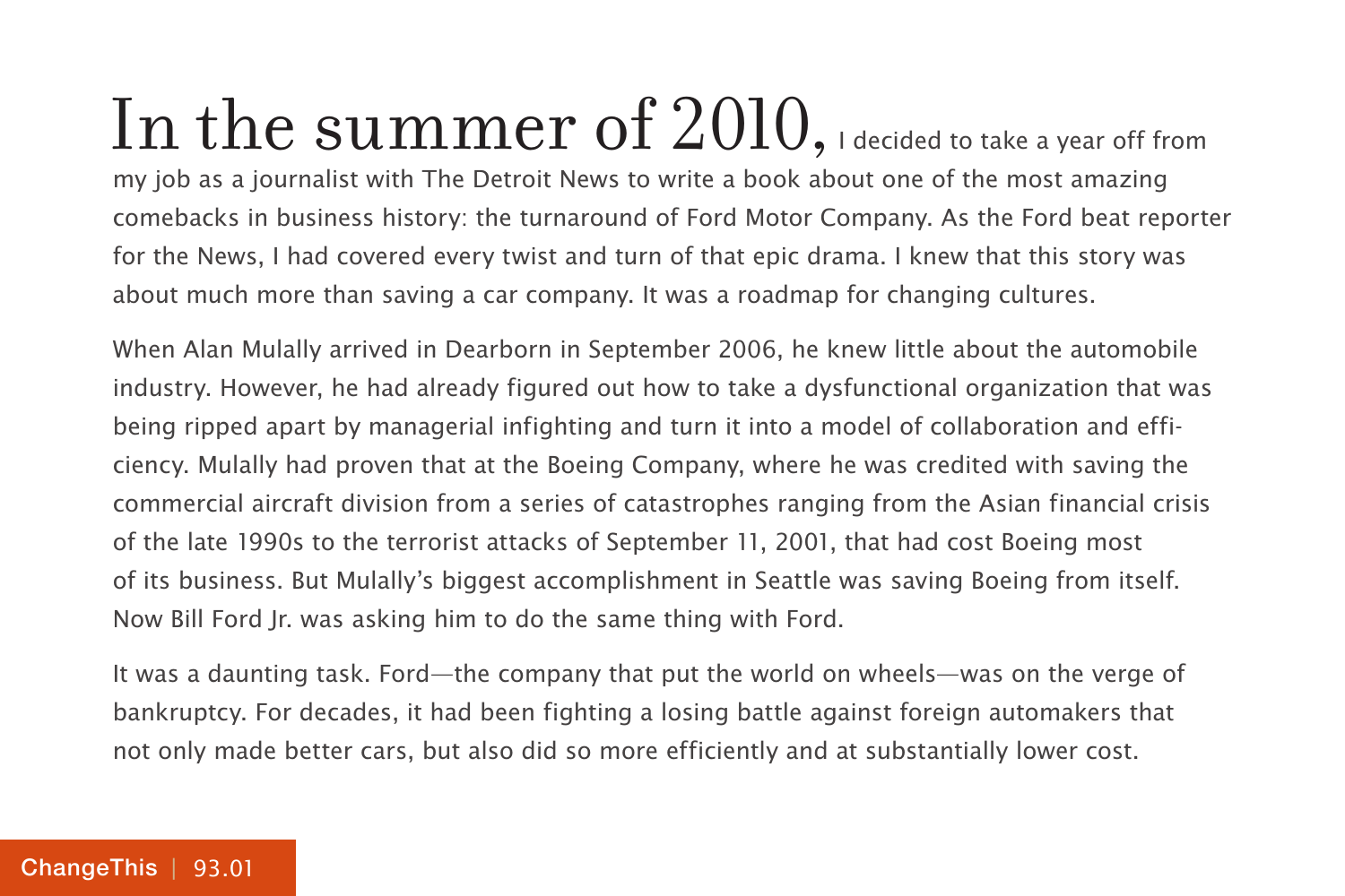In the summer of 2010, I decided to take a year off from my job as a journalist with The Detroit News to write a book about one of the most amazing comebacks in business history: the turnaround of Ford Motor Company. As the Ford beat reporter for the News, I had covered every twist and turn of that epic drama. I knew that this story was about much more than saving a car company. It was a roadmap for changing cultures.

When Alan Mulally arrived in Dearborn in September 2006, he knew little about the automobile industry. However, he had already figured out how to take a dysfunctional organization that was being ripped apart by managerial infighting and turn it into a model of collaboration and efficiency. Mulally had proven that at the Boeing Company, where he was credited with saving the commercial aircraft division from a series of catastrophes ranging from the Asian financial crisis of the late 1990s to the terrorist attacks of September 11, 2001, that had cost Boeing most of its business. But Mulally's biggest accomplishment in Seattle was saving Boeing from itself. Now Bill Ford Jr. was asking him to do the same thing with Ford.

It was a daunting task. Ford—the company that put the world on wheels—was on the verge of bankruptcy. For decades, it had been fighting a losing battle against foreign automakers that not only made better cars, but also did so more efficiently and at substantially lower cost.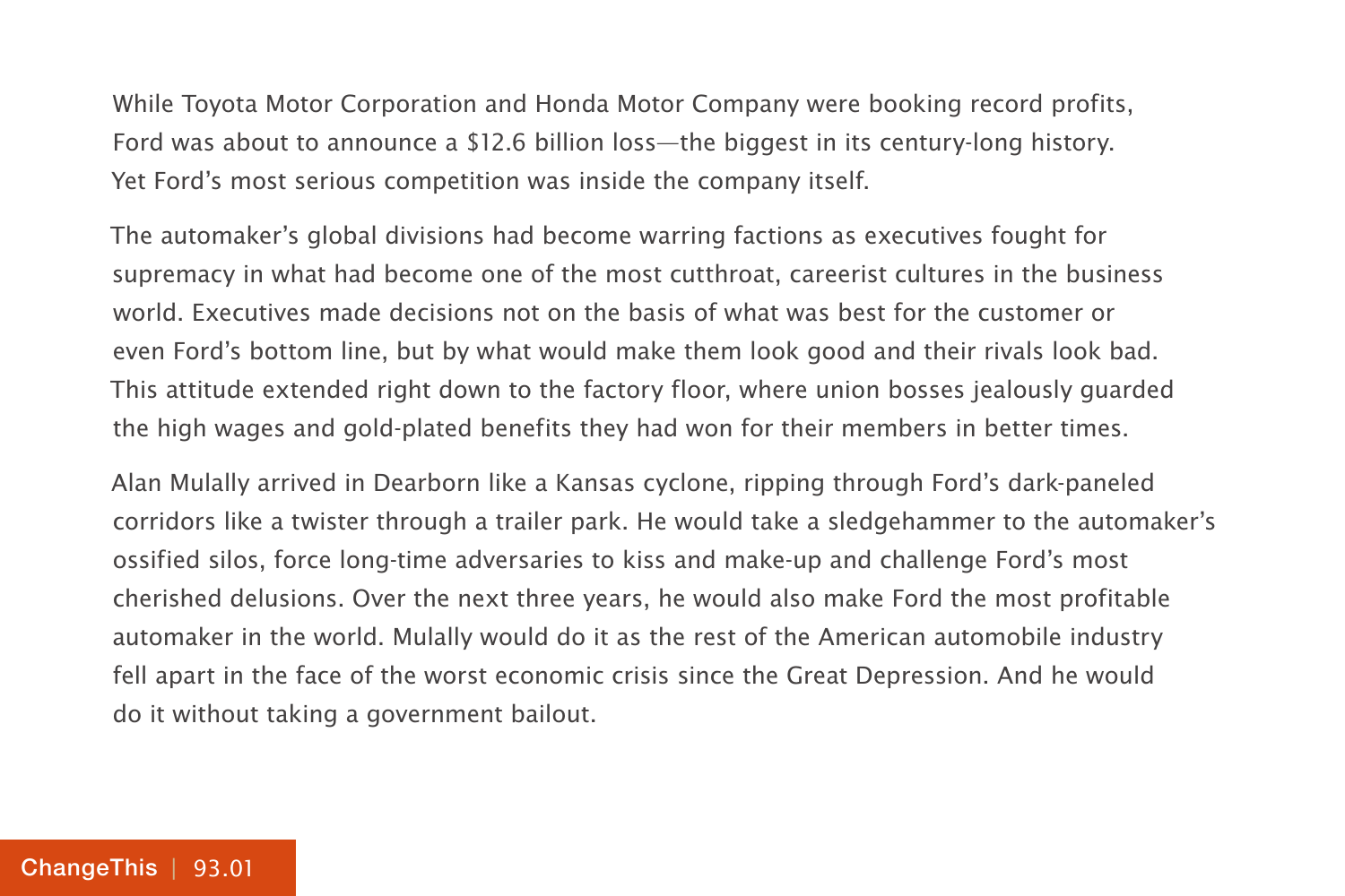While Toyota Motor Corporation and Honda Motor Company were booking record profits, Ford was about to announce a $12.6 billion loss—the biggest in its century-long history. Yet Ford's most serious competition was inside the company itself.

The automaker's global divisions had become warring factions as executives fought for supremacy in what had become one of the most cutthroat, careerist cultures in the business world. Executives made decisions not on the basis of what was best for the customer or even Ford's bottom line, but by what would make them look good and their rivals look bad. This attitude extended right down to the factory floor, where union bosses jealously guarded the high wages and gold-plated benefits they had won for their members in better times.

Alan Mulally arrived in Dearborn like a Kansas cyclone, ripping through Ford's dark-paneled corridors like a twister through a trailer park. He would take a sledgehammer to the automaker's ossified silos, force long-time adversaries to kiss and make-up and challenge Ford's most cherished delusions. Over the next three years, he would also make Ford the most profitable automaker in the world. Mulally would do it as the rest of the American automobile industry fell apart in the face of the worst economic crisis since the Great Depression. And he would do it without taking a government bailout.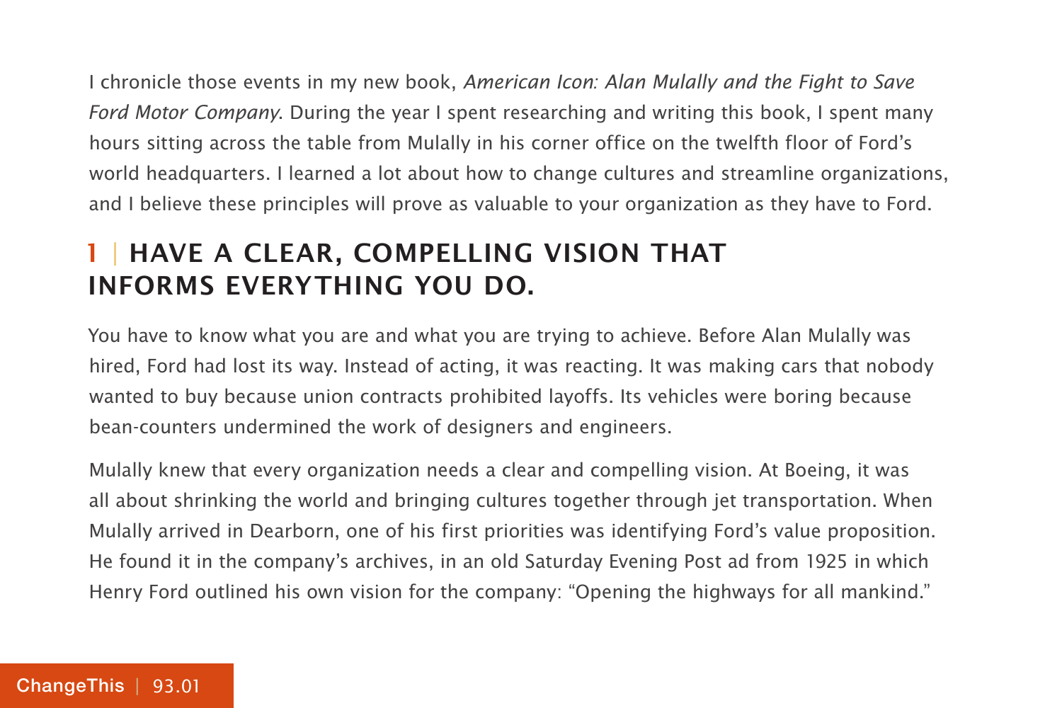I chronicle those events in my new book, *American Icon: Alan Mulally and the Fight to Save Ford Motor Company*. During the year I spent researching and writing this book, I spent many hours sitting across the table from Mulally in his corner office on the twelfth floor of Ford's world headquarters. I learned a lot about how to change cultures and streamline organizations, and I believe these principles will prove as valuable to your organization as they have to Ford.

## 1 | HAVE A CLEAR, COMPELLING VISION THAT INFORMS EVERYTHING YOU DO.

You have to know what you are and what you are trying to achieve. Before Alan Mulally was hired, Ford had lost its way. Instead of acting, it was reacting. It was making cars that nobody wanted to buy because union contracts prohibited layoffs. Its vehicles were boring because bean-counters undermined the work of designers and engineers.

Mulally knew that every organization needs a clear and compelling vision. At Boeing, it was all about shrinking the world and bringing cultures together through jet transportation. When Mulally arrived in Dearborn, one of his first priorities was identifying Ford's value proposition. He found it in the company's archives, in an old Saturday Evening Post ad from 1925 in which Henry Ford outlined his own vision for the company: "Opening the highways for all mankind."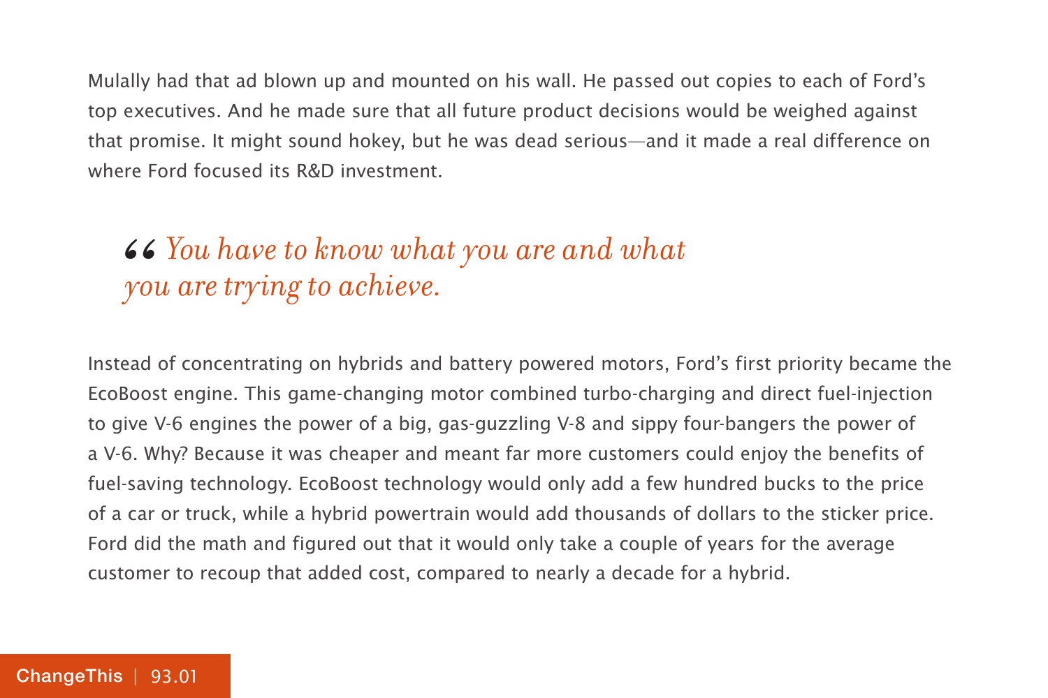Mulally had that ad blown up and mounted on his wall. He passed out copies to each of Ford's top executives. And he made sure that all future product decisions would be weighed against that promise. It might sound hokey, but he was dead serious—and it made a real difference on where Ford focused its R&D investment.

> *“You have to know what you are and what you are trying to achieve.*

Instead of concentrating on hybrids and battery powered motors, Ford's first priority became the EcoBoost engine. This game-changing motor combined turbo-charging and direct fuel-injection to give V-6 engines the power of a big, gas-guzzling V-8 and sippy four-bangers the power of a V-6. Why? Because it was cheaper and meant far more customers could enjoy the benefits of fuel-saving technology. EcoBoost technology would only add a few hundred bucks to the price of a car or truck, while a hybrid powertrain would add thousands of dollars to the sticker price. Ford did the math and figured out that it would only take a couple of years for the average customer to recoup that added cost, compared to nearly a decade for a hybrid.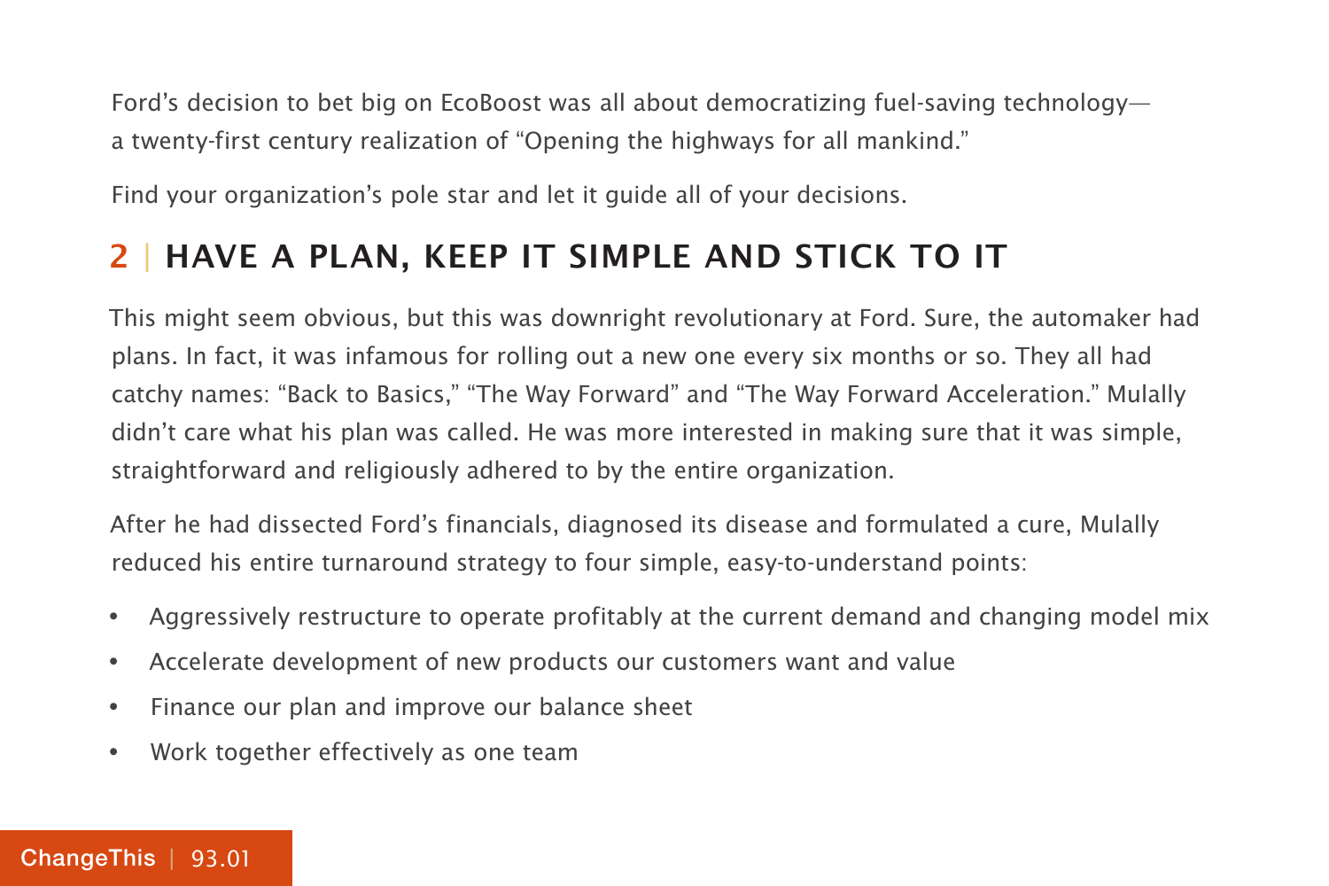Ford's decision to bet big on EcoBoost was all about democratizing fuel-saving technology—a twenty-first century realization of "Opening the highways for all mankind."

Find your organization's pole star and let it guide all of your decisions.

## 2 | HAVE A PLAN, KEEP IT SIMPLE AND STICK TO IT

This might seem obvious, but this was downright revolutionary at Ford. Sure, the automaker had plans. In fact, it was infamous for rolling out a new one every six months or so. They all had catchy names: "Back to Basics," "The Way Forward" and "The Way Forward Acceleration." Mulally didn't care what his plan was called. He was more interested in making sure that it was simple, straightforward and religiously adhered to by the entire organization.

After he had dissected Ford's financials, diagnosed its disease and formulated a cure, Mulally reduced his entire turnaround strategy to four simple, easy-to-understand points:

- Aggressively restructure to operate profitably at the current demand and changing model mix
- Accelerate development of new products our customers want and value
- Finance our plan and improve our balance sheet
- Work together effectively as one team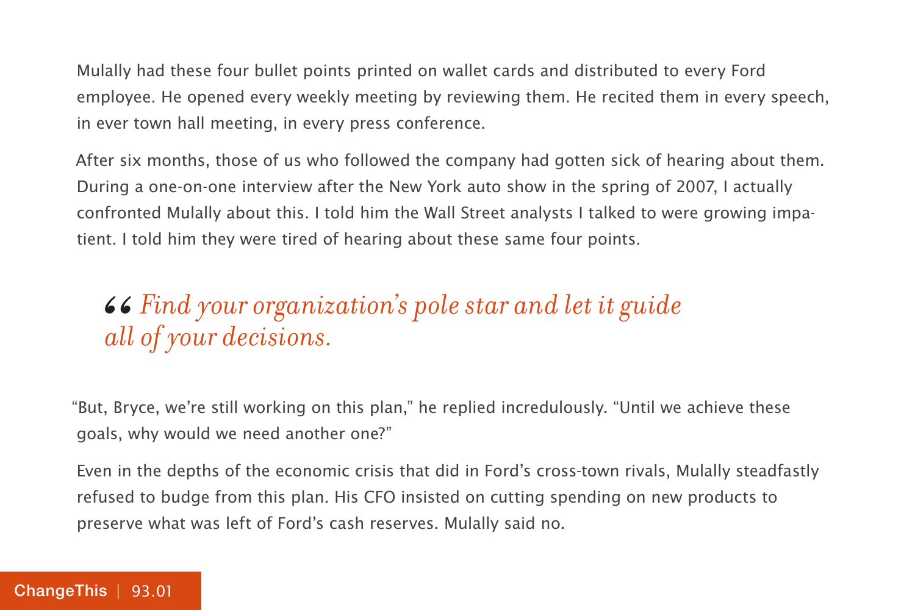Mulally had these four bullet points printed on wallet cards and distributed to every Ford employee. He opened every weekly meeting by reviewing them. He recited them in every speech, in ever town hall meeting, in every press conference.

After six months, those of us who followed the company had gotten sick of hearing about them. During a one-on-one interview after the New York auto show in the spring of 2007, I actually confronted Mulally about this. I told him the Wall Street analysts I talked to were growing impatient. I told him they were tired of hearing about these same four points.

> *“Find your organization’s pole star and let it guide all of your decisions.*

“But, Bryce, we’re still working on this plan,” he replied incredulously. “Until we achieve these goals, why would we need another one?”

Even in the depths of the economic crisis that did in Ford’s cross-town rivals, Mulally steadfastly refused to budge from this plan. His CFO insisted on cutting spending on new products to preserve what was left of Ford’s cash reserves. Mulally said no.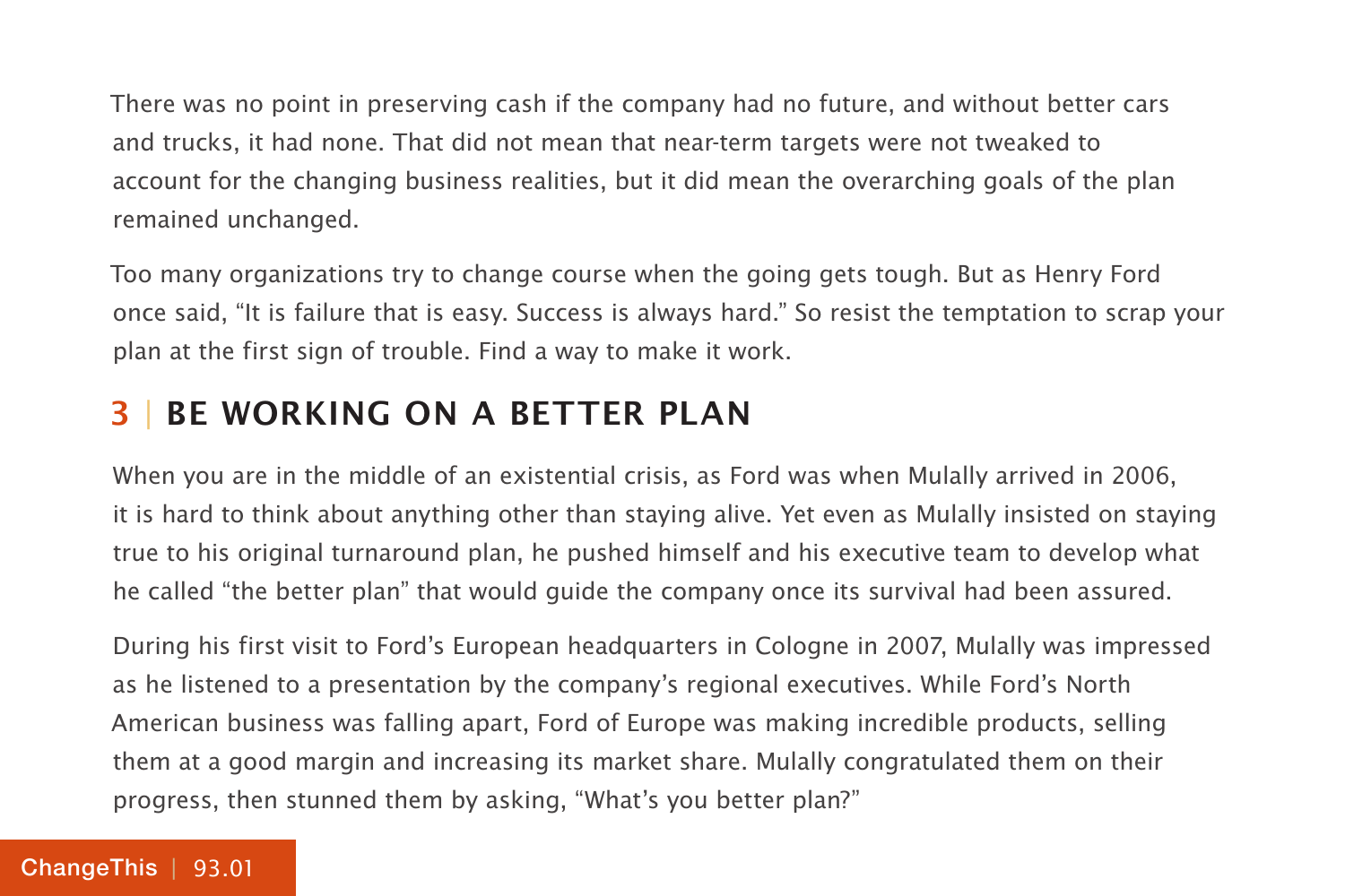There was no point in preserving cash if the company had no future, and without better cars and trucks, it had none. That did not mean that near-term targets were not tweaked to account for the changing business realities, but it did mean the overarching goals of the plan remained unchanged.

Too many organizations try to change course when the going gets tough. But as Henry Ford once said, "It is failure that is easy. Success is always hard." So resist the temptation to scrap your plan at the first sign of trouble. Find a way to make it work.

## 3 | BE WORKING ON A BETTER PLAN

When you are in the middle of an existential crisis, as Ford was when Mulally arrived in 2006, it is hard to think about anything other than staying alive. Yet even as Mulally insisted on staying true to his original turnaround plan, he pushed himself and his executive team to develop what he called "the better plan" that would guide the company once its survival had been assured.

During his first visit to Ford's European headquarters in Cologne in 2007, Mulally was impressed as he listened to a presentation by the company's regional executives. While Ford's North American business was falling apart, Ford of Europe was making incredible products, selling them at a good margin and increasing its market share. Mulally congratulated them on their progress, then stunned them by asking, "What's you better plan?"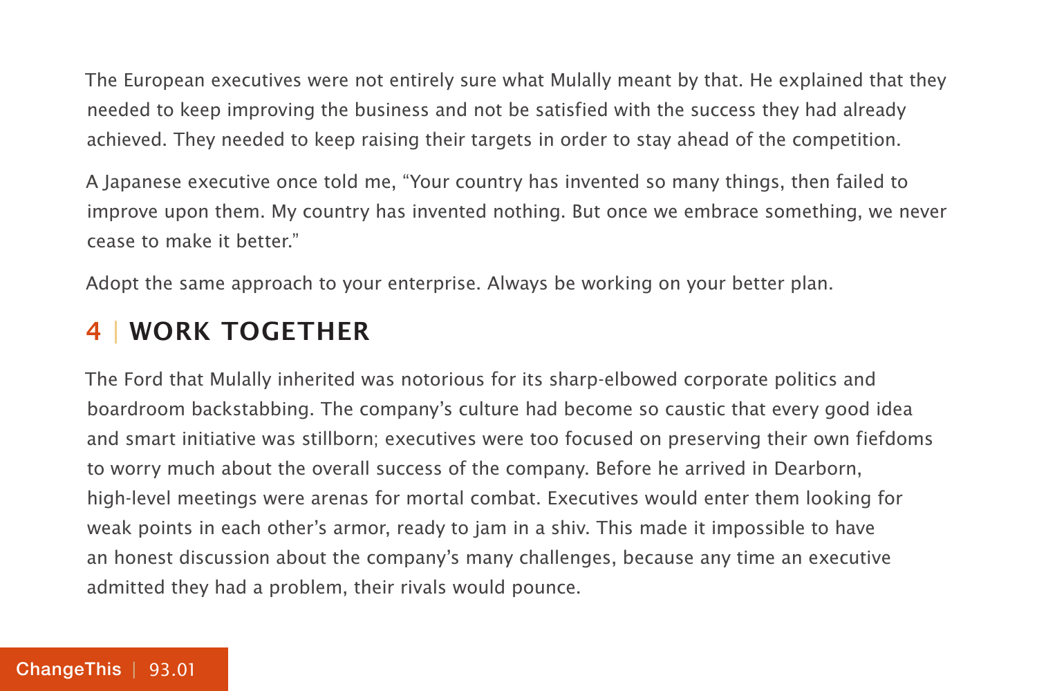The European executives were not entirely sure what Mulally meant by that. He explained that they needed to keep improving the business and not be satisfied with the success they had already achieved. They needed to keep raising their targets in order to stay ahead of the competition.

A Japanese executive once told me, "Your country has invented so many things, then failed to improve upon them. My country has invented nothing. But once we embrace something, we never cease to make it better."

Adopt the same approach to your enterprise. Always be working on your better plan.

## 4 | WORK TOGETHER

The Ford that Mulally inherited was notorious for its sharp-elbowed corporate politics and boardroom backstabbing. The company's culture had become so caustic that every good idea and smart initiative was stillborn; executives were too focused on preserving their own fiefdoms to worry much about the overall success of the company. Before he arrived in Dearborn, high-level meetings were arenas for mortal combat. Executives would enter them looking for weak points in each other's armor, ready to jam in a shiv. This made it impossible to have an honest discussion about the company's many challenges, because any time an executive admitted they had a problem, their rivals would pounce.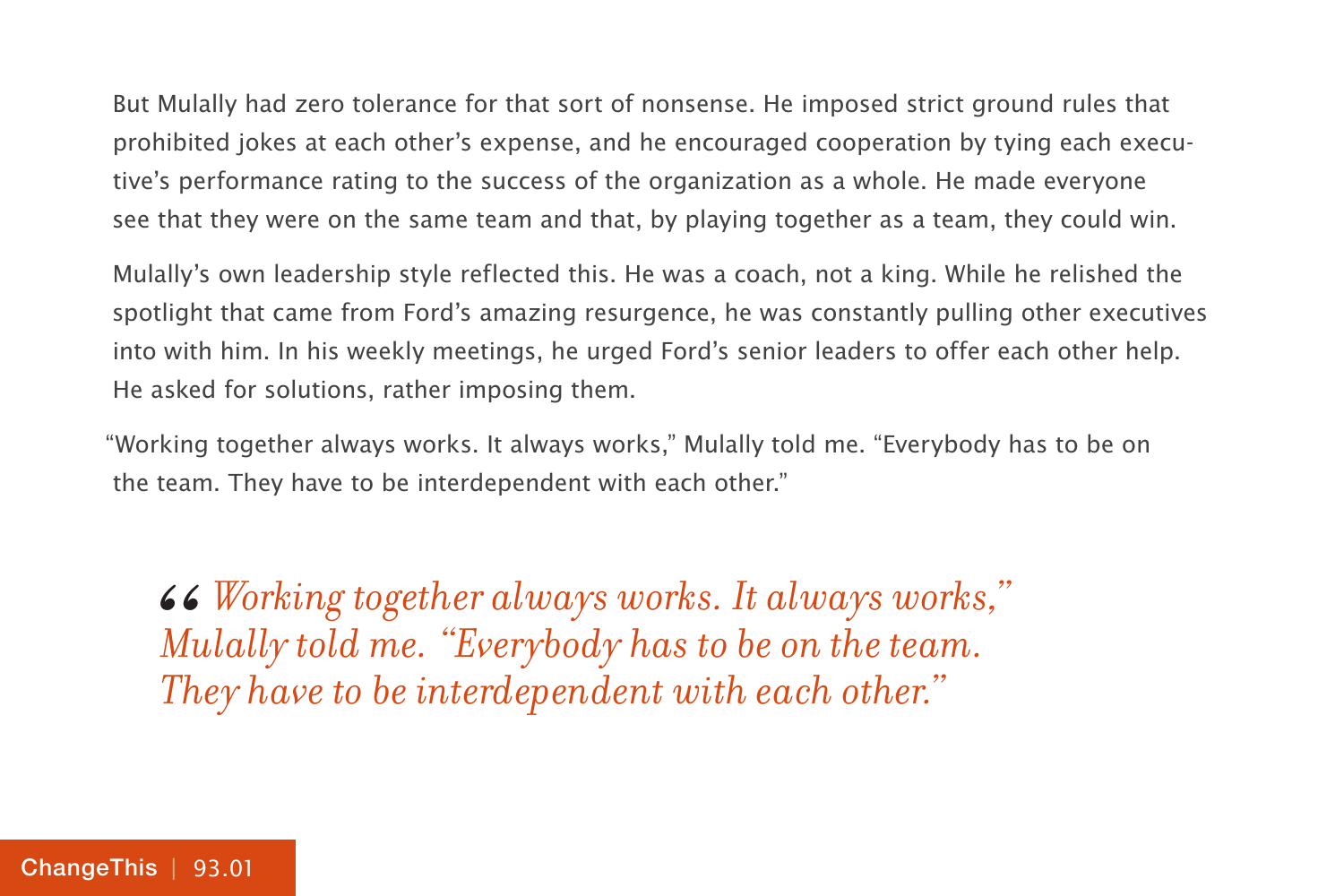But Mulally had zero tolerance for that sort of nonsense. He imposed strict ground rules that prohibited jokes at each other's expense, and he encouraged cooperation by tying each executive's performance rating to the success of the organization as a whole. He made everyone see that they were on the same team and that, by playing together as a team, they could win.

Mulally's own leadership style reflected this. He was a coach, not a king. While he relished the spotlight that came from Ford's amazing resurgence, he was constantly pulling other executives into with him. In his weekly meetings, he urged Ford's senior leaders to offer each other help. He asked for solutions, rather imposing them.

"Working together always works. It always works," Mulally told me. "Everybody has to be on the team. They have to be interdependent with each other."

> *"Working together always works. It always works," Mulally told me. "Everybody has to be on the team. They have to be interdependent with each other."*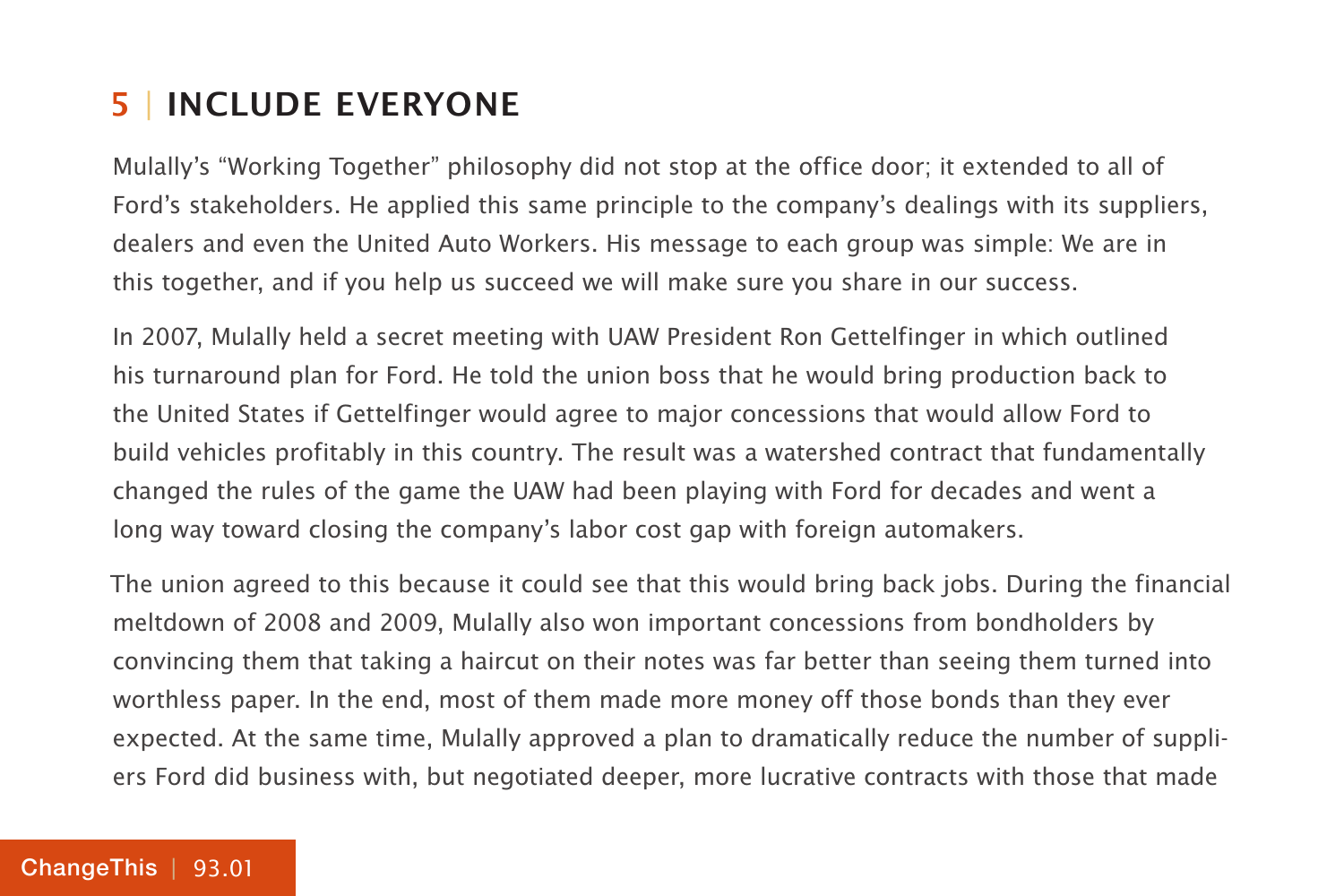## 5 | INCLUDE EVERYONE

Mulally's "Working Together" philosophy did not stop at the office door; it extended to all of Ford's stakeholders. He applied this same principle to the company's dealings with its suppliers, dealers and even the United Auto Workers. His message to each group was simple: We are in this together, and if you help us succeed we will make sure you share in our success.

In 2007, Mulally held a secret meeting with UAW President Ron Gettelfinger in which outlined his turnaround plan for Ford. He told the union boss that he would bring production back to the United States if Gettelfinger would agree to major concessions that would allow Ford to build vehicles profitably in this country. The result was a watershed contract that fundamentally changed the rules of the game the UAW had been playing with Ford for decades and went a long way toward closing the company's labor cost gap with foreign automakers.

The union agreed to this because it could see that this would bring back jobs. During the financial meltdown of 2008 and 2009, Mulally also won important concessions from bondholders by convincing them that taking a haircut on their notes was far better than seeing them turned into worthless paper. In the end, most of them made more money off those bonds than they ever expected. At the same time, Mulally approved a plan to dramatically reduce the number of suppliers Ford did business with, but negotiated deeper, more lucrative contracts with those that made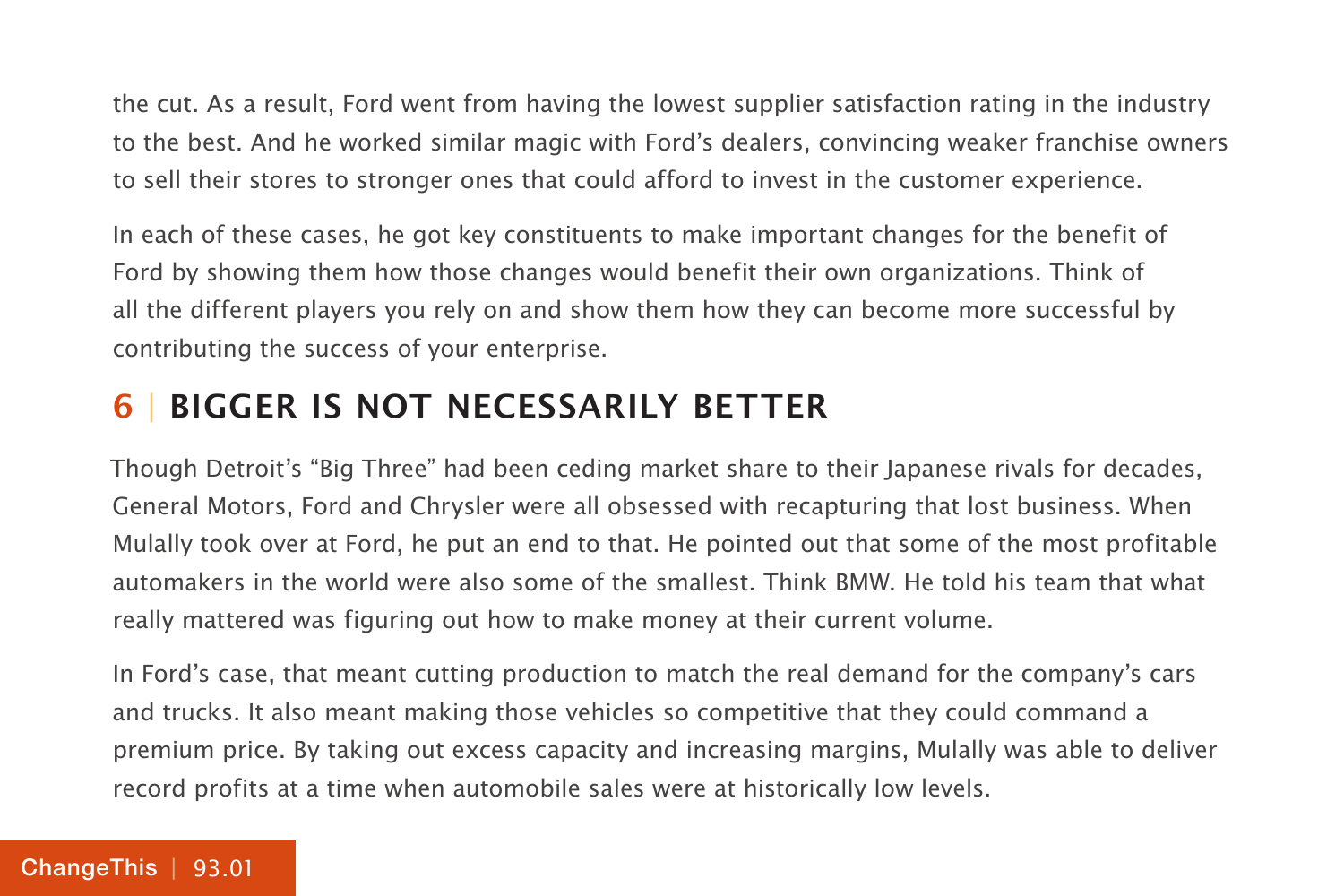the cut. As a result, Ford went from having the lowest supplier satisfaction rating in the industry to the best. And he worked similar magic with Ford's dealers, convincing weaker franchise owners to sell their stores to stronger ones that could afford to invest in the customer experience.

In each of these cases, he got key constituents to make important changes for the benefit of Ford by showing them how those changes would benefit their own organizations. Think of all the different players you rely on and show them how they can become more successful by contributing the success of your enterprise.

## 6 | BIGGER IS NOT NECESSARILY BETTER

Though Detroit's "Big Three" had been ceding market share to their Japanese rivals for decades, General Motors, Ford and Chrysler were all obsessed with recapturing that lost business. When Mulally took over at Ford, he put an end to that. He pointed out that some of the most profitable automakers in the world were also some of the smallest. Think BMW. He told his team that what really mattered was figuring out how to make money at their current volume.

In Ford's case, that meant cutting production to match the real demand for the company's cars and trucks. It also meant making those vehicles so competitive that they could command a premium price. By taking out excess capacity and increasing margins, Mulally was able to deliver record profits at a time when automobile sales were at historically low levels.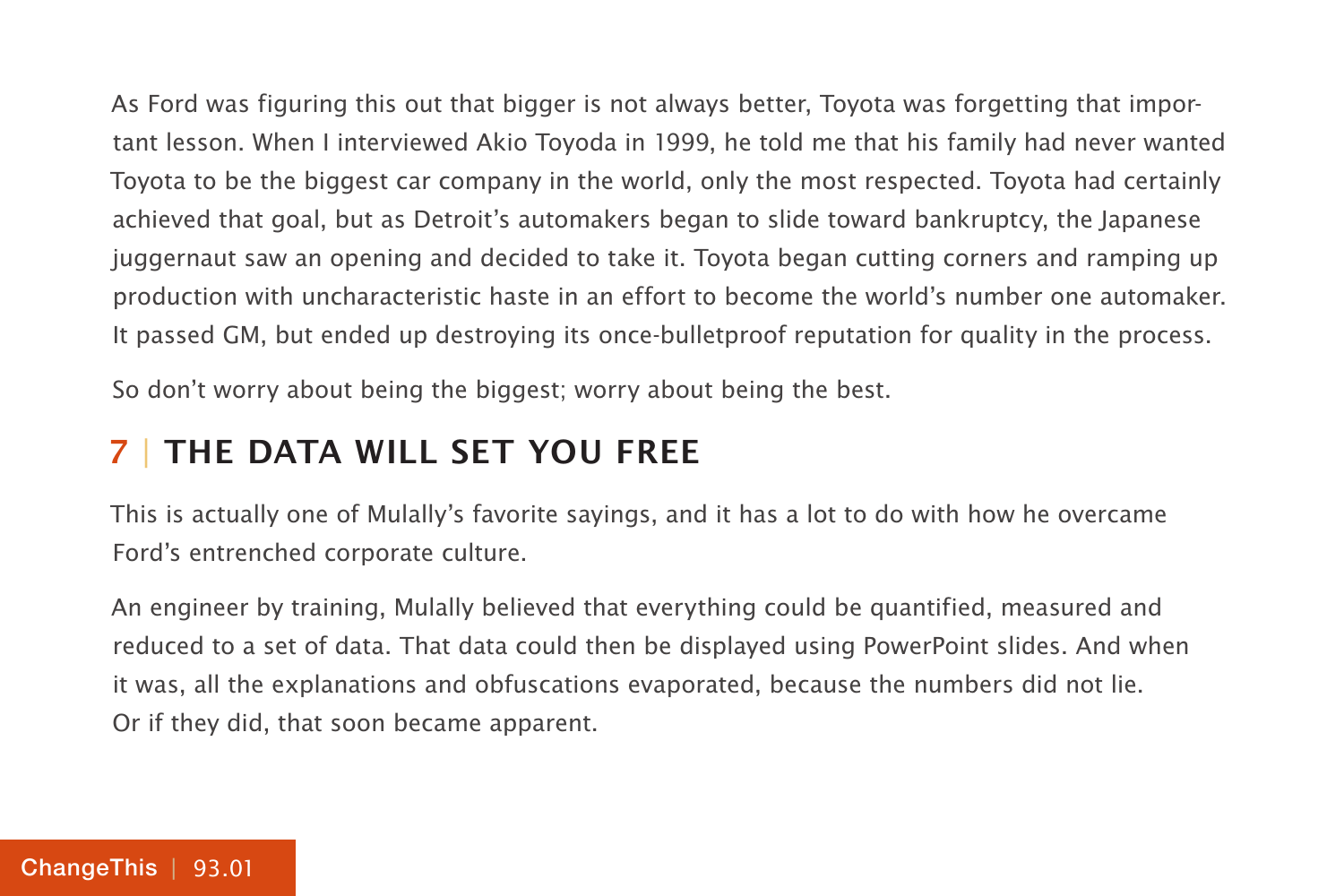As Ford was figuring this out that bigger is not always better, Toyota was forgetting that important lesson. When I interviewed Akio Toyoda in 1999, he told me that his family had never wanted Toyota to be the biggest car company in the world, only the most respected. Toyota had certainly achieved that goal, but as Detroit's automakers began to slide toward bankruptcy, the Japanese juggernaut saw an opening and decided to take it. Toyota began cutting corners and ramping up production with uncharacteristic haste in an effort to become the world's number one automaker. It passed GM, but ended up destroying its once-bulletproof reputation for quality in the process.

So don't worry about being the biggest; worry about being the best.

## 7 | THE DATA WILL SET YOU FREE

This is actually one of Mulally's favorite sayings, and it has a lot to do with how he overcame Ford's entrenched corporate culture.

An engineer by training, Mulally believed that everything could be quantified, measured and reduced to a set of data. That data could then be displayed using PowerPoint slides. And when it was, all the explanations and obfuscations evaporated, because the numbers did not lie. Or if they did, that soon became apparent.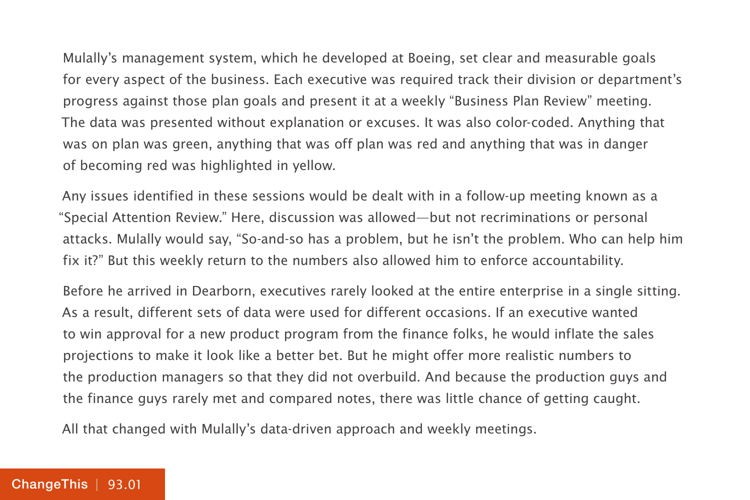Mulally's management system, which he developed at Boeing, set clear and measurable goals for every aspect of the business. Each executive was required track their division or department's progress against those plan goals and present it at a weekly "Business Plan Review" meeting. The data was presented without explanation or excuses. It was also color-coded. Anything that was on plan was green, anything that was off plan was red and anything that was in danger of becoming red was highlighted in yellow.

Any issues identified in these sessions would be dealt with in a follow-up meeting known as a "Special Attention Review." Here, discussion was allowed—but not recriminations or personal attacks. Mulally would say, "So-and-so has a problem, but he isn't the problem. Who can help him fix it?" But this weekly return to the numbers also allowed him to enforce accountability.

Before he arrived in Dearborn, executives rarely looked at the entire enterprise in a single sitting. As a result, different sets of data were used for different occasions. If an executive wanted to win approval for a new product program from the finance folks, he would inflate the sales projections to make it look like a better bet. But he might offer more realistic numbers to the production managers so that they did not overbuild. And because the production guys and the finance guys rarely met and compared notes, there was little chance of getting caught.

All that changed with Mulally's data-driven approach and weekly meetings.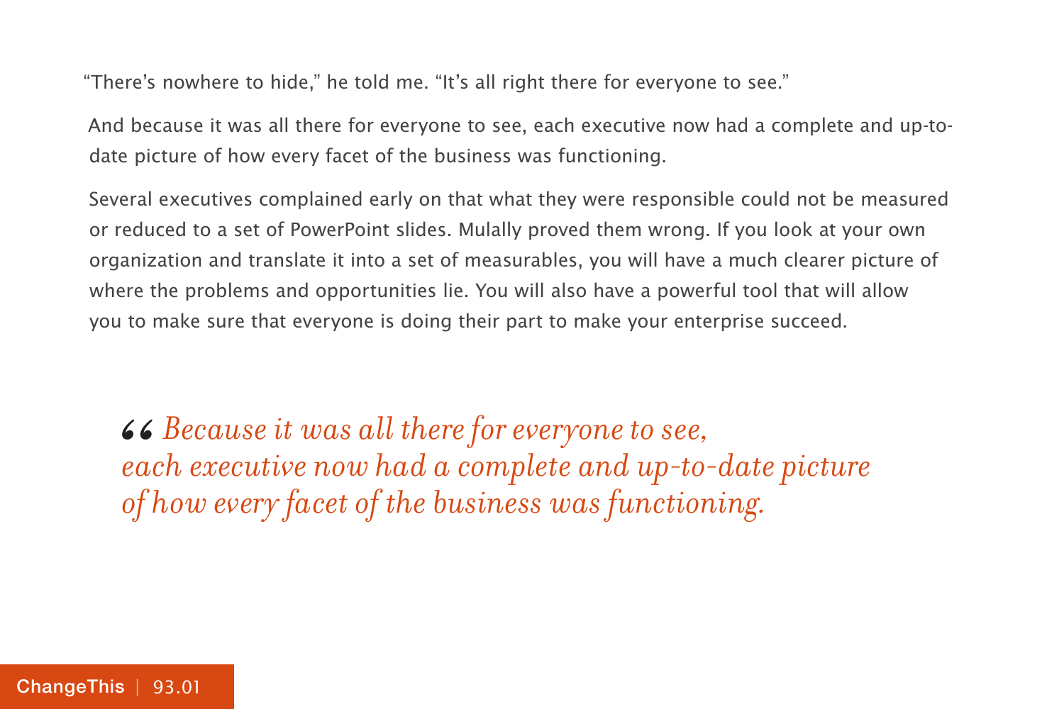"There's nowhere to hide," he told me. "It's all right there for everyone to see."

And because it was all there for everyone to see, each executive now had a complete and up-to-date picture of how every facet of the business was functioning.

Several executives complained early on that what they were responsible could not be measured or reduced to a set of PowerPoint slides. Mulally proved them wrong. If you look at your own organization and translate it into a set of measurables, you will have a much clearer picture of where the problems and opportunities lie. You will also have a powerful tool that will allow you to make sure that everyone is doing their part to make your enterprise succeed.

> *Because it was all there for everyone to see, each executive now had a complete and up-to-date picture of how every facet of the business was functioning.*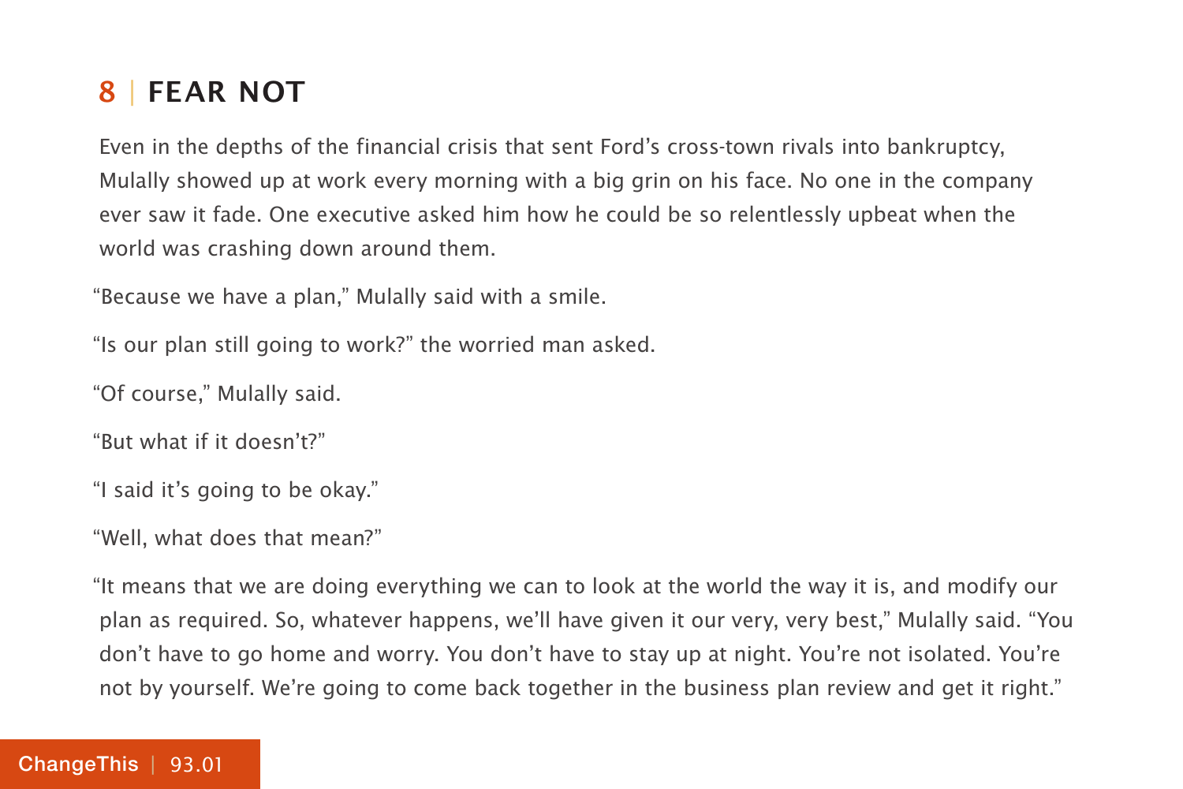## 8 | FEAR NOT

Even in the depths of the financial crisis that sent Ford's cross-town rivals into bankruptcy, Mulally showed up at work every morning with a big grin on his face. No one in the company ever saw it fade. One executive asked him how he could be so relentlessly upbeat when the world was crashing down around them.

"Because we have a plan," Mulally said with a smile.

"Is our plan still going to work?" the worried man asked.

"Of course," Mulally said.

"But what if it doesn't?"

"I said it's going to be okay."

"Well, what does that mean?"

"It means that we are doing everything we can to look at the world the way it is, and modify our plan as required. So, whatever happens, we'll have given it our very, very best," Mulally said. "You don't have to go home and worry. You don't have to stay up at night. You're not isolated. You're not by yourself. We're going to come back together in the business plan review and get it right."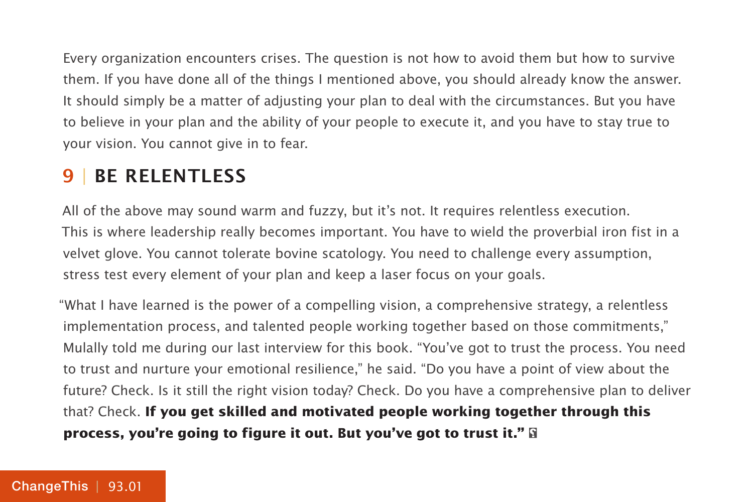Every organization encounters crises. The question is not how to avoid them but how to survive them. If you have done all of the things I mentioned above, you should already know the answer. It should simply be a matter of adjusting your plan to deal with the circumstances. But you have to believe in your plan and the ability of your people to execute it, and you have to stay true to your vision. You cannot give in to fear.

## 9 | BE RELENTLESS

All of the above may sound warm and fuzzy, but it's not. It requires relentless execution. This is where leadership really becomes important. You have to wield the proverbial iron fist in a velvet glove. You cannot tolerate bovine scatology. You need to challenge every assumption, stress test every element of your plan and keep a laser focus on your goals.

"What I have learned is the power of a compelling vision, a comprehensive strategy, a relentless implementation process, and talented people working together based on those commitments," Mulally told me during our last interview for this book. "You've got to trust the process. You need to trust and nurture your emotional resilience," he said. "Do you have a point of view about the future? Check. Is it still the right vision today? Check. Do you have a comprehensive plan to deliver that? Check. **If you get skilled and motivated people working together through this process, you're going to figure it out. But you've got to trust it."**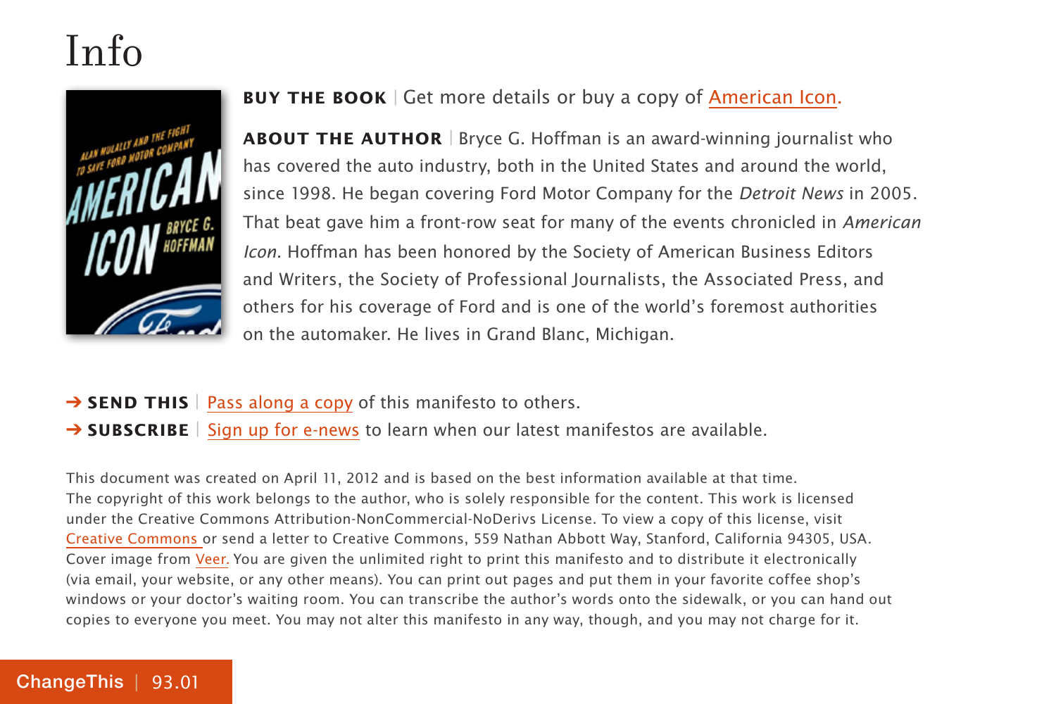# Info

**BUY THE BOOK** | Get more details or buy a copy of American Icon.

**ABOUT THE AUTHOR** | Bryce G. Hoffman is an award-winning journalist who has covered the auto industry, both in the United States and around the world, since 1998. He began covering Ford Motor Company for the *Detroit News* in 2005. That beat gave him a front-row seat for many of the events chronicled in *American Icon*. Hoffman has been honored by the Society of American Business Editors and Writers, the Society of Professional Journalists, the Associated Press, and others for his coverage of Ford and is one of the world's foremost authorities on the automaker. He lives in Grand Blanc, Michigan.

→ **SEND THIS** | Pass along a copy of this manifesto to others.

→ **SUBSCRIBE** | Sign up for e-news to learn when our latest manifestos are available.

This document was created on April 11, 2012 and is based on the best information available at that time. The copyright of this work belongs to the author, who is solely responsible for the content. This work is licensed under the Creative Commons Attribution-NonCommercial-NoDerivs License. To view a copy of this license, visit Creative Commons or send a letter to Creative Commons, 559 Nathan Abbott Way, Stanford, California 94305, USA. Cover image from Veer. You are given the unlimited right to print this manifesto and to distribute it electronically (via email, your website, or any other means). You can print out pages and put them in your favorite coffee shop's windows or your doctor's waiting room. You can transcribe the author's words onto the sidewalk, or you can hand out copies to everyone you meet. You may not alter this manifesto in any way, though, and you may not charge for it.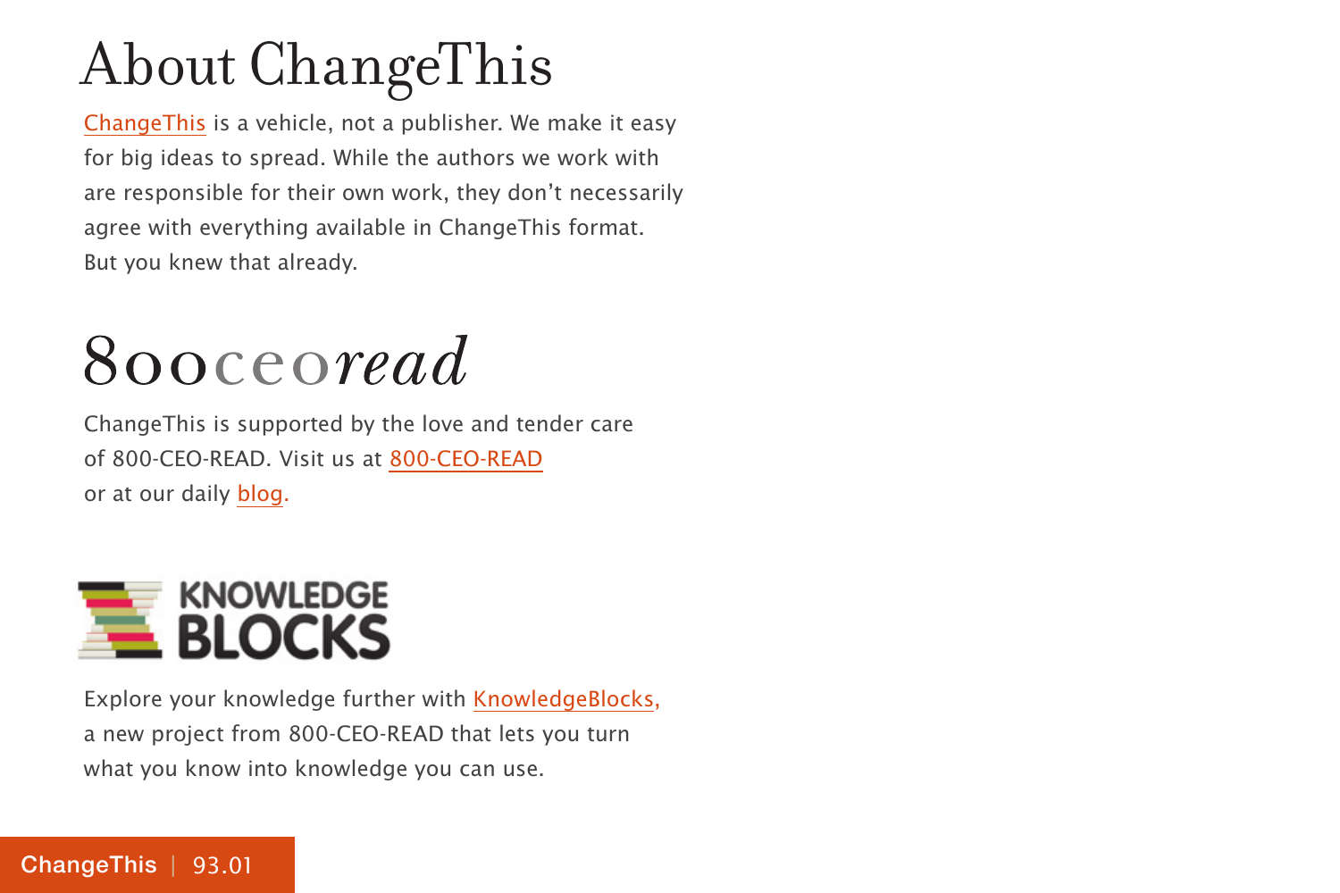# About ChangeThis

ChangeThis is a vehicle, not a publisher. We make it easy for big ideas to spread. While the authors we work with are responsible for their own work, they don't necessarily agree with everything available in ChangeThis format. But you knew that already.

# 800ceo*read*

ChangeThis is supported by the love and tender care of 800-CEO-READ. Visit us at 800-CEO-READ or at our daily blog.

# KNOWLEDGE BLOCKS

Explore your knowledge further with KnowledgeBlocks, a new project from 800-CEO-READ that lets you turn what you know into knowledge you can use.